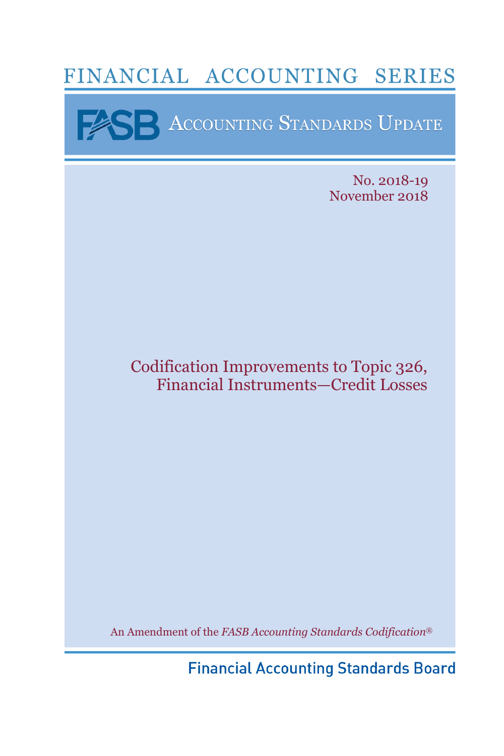# FINANCIAL ACCOUNTING SERIES

## FASB Accounting Standards Update

No. 2018-19
November 2018

# Codification Improvements to Topic 326, Financial Instruments—Credit Losses

An Amendment of the *FASB Accounting Standards Codification*®

Financial Accounting Standards Board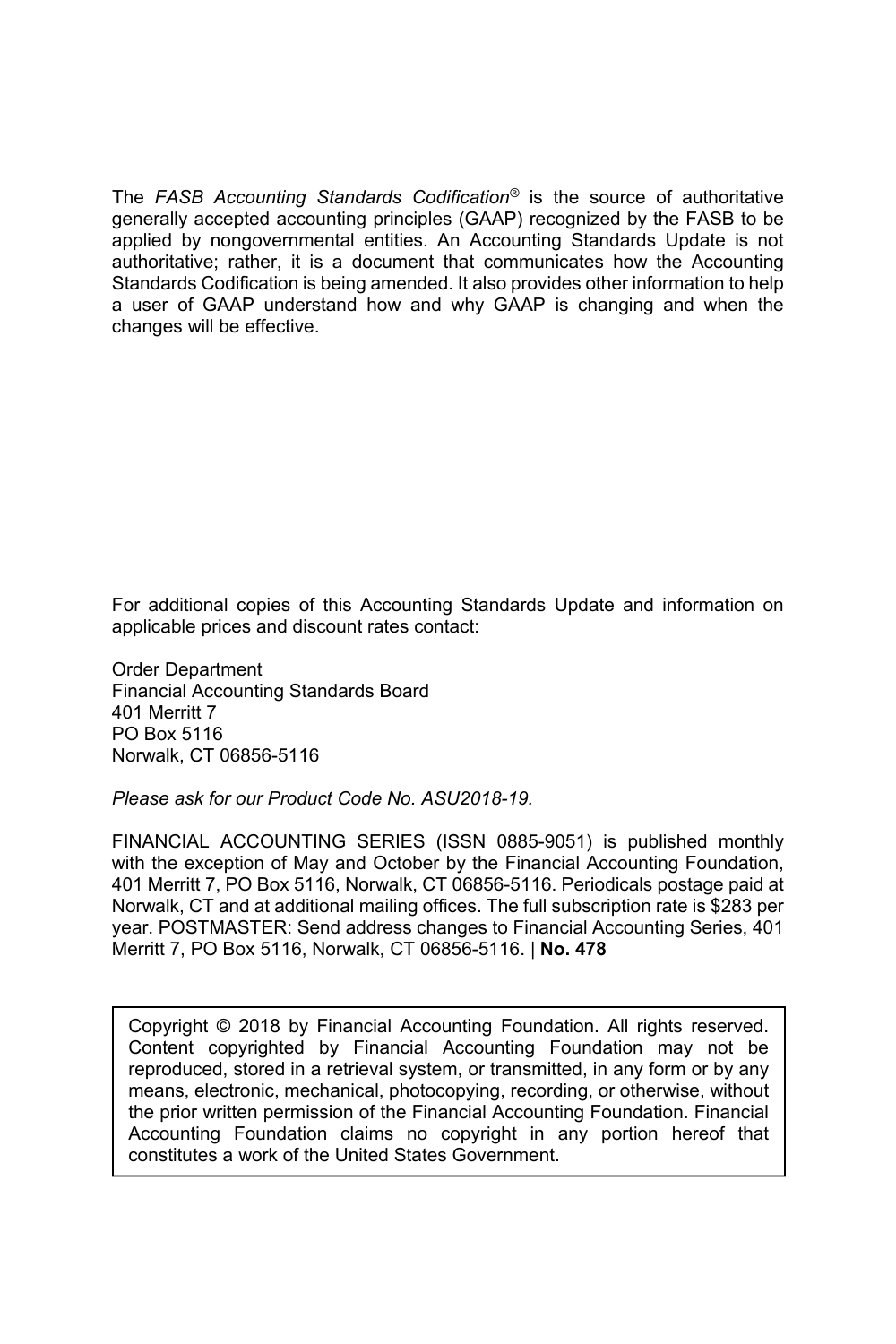The *FASB Accounting Standards Codification*® is the source of authoritative generally accepted accounting principles (GAAP) recognized by the FASB to be applied by nongovernmental entities. An Accounting Standards Update is not authoritative; rather, it is a document that communicates how the Accounting Standards Codification is being amended. It also provides other information to help a user of GAAP understand how and why GAAP is changing and when the changes will be effective.

For additional copies of this Accounting Standards Update and information on applicable prices and discount rates contact:

Order Department
Financial Accounting Standards Board
401 Merritt 7
PO Box 5116
Norwalk, CT 06856-5116

*Please ask for our Product Code No. ASU2018-19.*

FINANCIAL ACCOUNTING SERIES (ISSN 0885-9051) is published monthly with the exception of May and October by the Financial Accounting Foundation, 401 Merritt 7, PO Box 5116, Norwalk, CT 06856-5116. Periodicals postage paid at Norwalk, CT and at additional mailing offices. The full subscription rate is $283 per year. POSTMASTER: Send address changes to Financial Accounting Series, 401 Merritt 7, PO Box 5116, Norwalk, CT 06856-5116. | **No. 478**

Copyright © 2018 by Financial Accounting Foundation. All rights reserved. Content copyrighted by Financial Accounting Foundation may not be reproduced, stored in a retrieval system, or transmitted, in any form or by any means, electronic, mechanical, photocopying, recording, or otherwise, without the prior written permission of the Financial Accounting Foundation. Financial Accounting Foundation claims no copyright in any portion hereof that constitutes a work of the United States Government.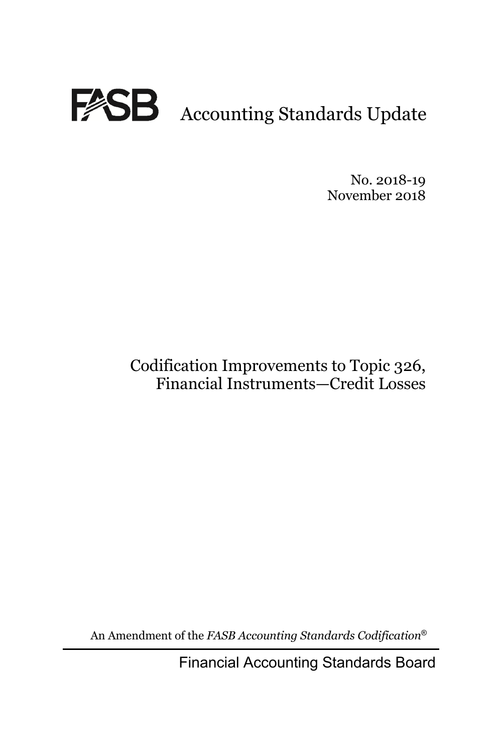# FASB Accounting Standards Update

No. 2018-19
November 2018

Codification Improvements to Topic 326, Financial Instruments—Credit Losses

An Amendment of the *FASB Accounting Standards Codification*®

Financial Accounting Standards Board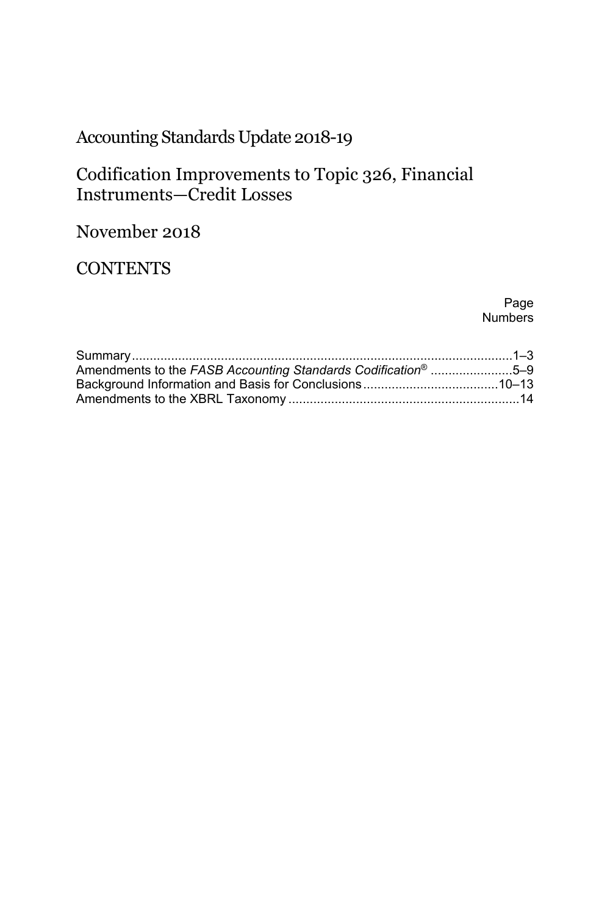# Accounting Standards Update 2018-19

## Codification Improvements to Topic 326, Financial Instruments—Credit Losses

## November 2018

## CONTENTS

| | Page Numbers |
|---|---|
| Summary | 1–3 |
| Amendments to the *FASB Accounting Standards Codification*® | 5–9 |
| Background Information and Basis for Conclusions | 10–13 |
| Amendments to the XBRL Taxonomy | 14 |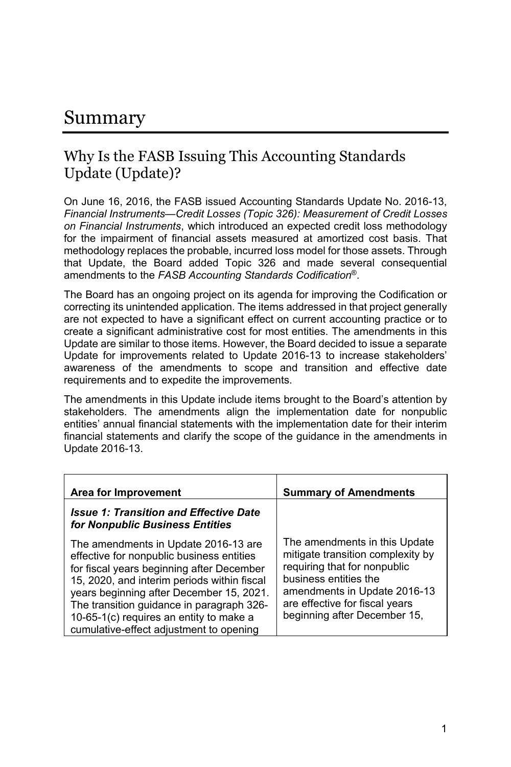# Summary

## Why Is the FASB Issuing This Accounting Standards Update (Update)?

On June 16, 2016, the FASB issued Accounting Standards Update No. 2016-13, *Financial Instruments—Credit Losses (Topic 326): Measurement of Credit Losses on Financial Instruments*, which introduced an expected credit loss methodology for the impairment of financial assets measured at amortized cost basis. That methodology replaces the probable, incurred loss model for those assets. Through that Update, the Board added Topic 326 and made several consequential amendments to the *FASB Accounting Standards Codification*®.

The Board has an ongoing project on its agenda for improving the Codification or correcting its unintended application. The items addressed in that project generally are not expected to have a significant effect on current accounting practice or to create a significant administrative cost for most entities. The amendments in this Update are similar to those items. However, the Board decided to issue a separate Update for improvements related to Update 2016-13 to increase stakeholders' awareness of the amendments to scope and transition and effective date requirements and to expedite the improvements.

The amendments in this Update include items brought to the Board's attention by stakeholders. The amendments align the implementation date for nonpublic entities' annual financial statements with the implementation date for their interim financial statements and clarify the scope of the guidance in the amendments in Update 2016-13.

| Area for Improvement | Summary of Amendments |
|---|---|
| ***Issue 1: Transition and Effective Date for Nonpublic Business Entities*** | |
| The amendments in Update 2016-13 are effective for nonpublic business entities for fiscal years beginning after December 15, 2020, and interim periods within fiscal years beginning after December 15, 2021. The transition guidance in paragraph 326-10-65-1(c) requires an entity to make a cumulative-effect adjustment to opening | The amendments in this Update mitigate transition complexity by requiring that for nonpublic business entities the amendments in Update 2016-13 are effective for fiscal years beginning after December 15, |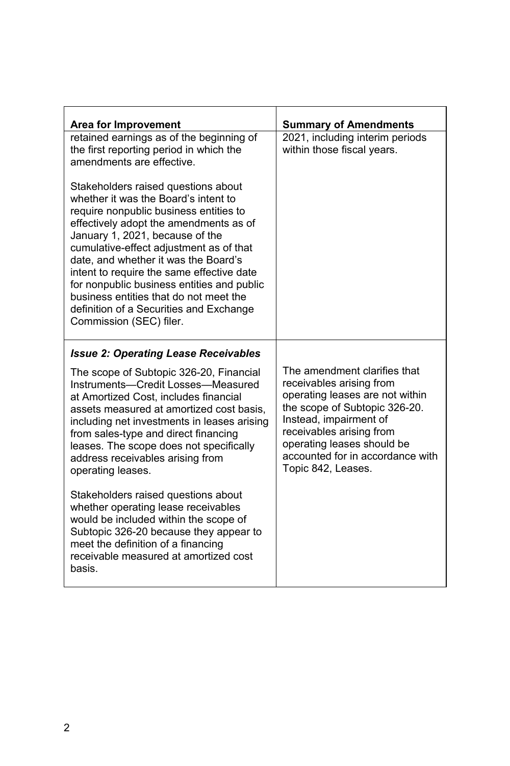| Area for Improvement | Summary of Amendments |
|---|---|
| retained earnings as of the beginning of the first reporting period in which the amendments are effective.<br><br>Stakeholders raised questions about whether it was the Board's intent to require nonpublic business entities to effectively adopt the amendments as of January 1, 2021, because of the cumulative-effect adjustment as of that date, and whether it was the Board's intent to require the same effective date for nonpublic business entities and public business entities that do not meet the definition of a Securities and Exchange Commission (SEC) filer. | 2021, including interim periods within those fiscal years. |
| ***Issue 2: Operating Lease Receivables***<br><br>The scope of Subtopic 326-20, Financial Instruments—Credit Losses—Measured at Amortized Cost, includes financial assets measured at amortized cost basis, including net investments in leases arising from sales-type and direct financing leases. The scope does not specifically address receivables arising from operating leases.<br><br>Stakeholders raised questions about whether operating lease receivables would be included within the scope of Subtopic 326-20 because they appear to meet the definition of a financing receivable measured at amortized cost basis. | The amendment clarifies that receivables arising from operating leases are not within the scope of Subtopic 326-20. Instead, impairment of receivables arising from operating leases should be accounted for in accordance with Topic 842, Leases. |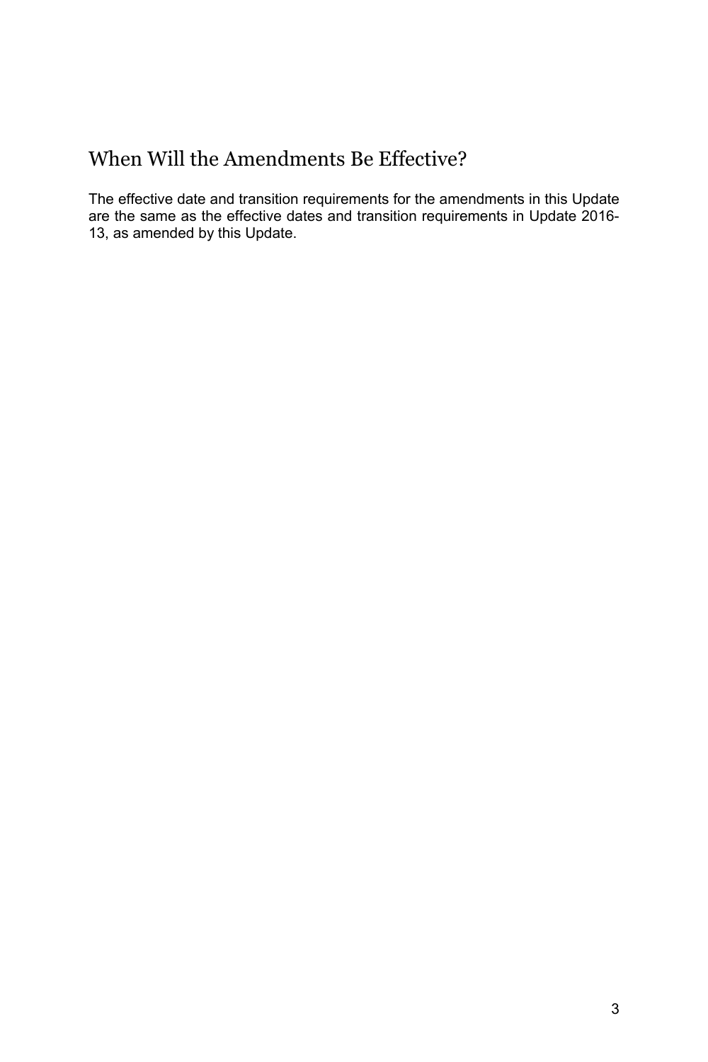## When Will the Amendments Be Effective?

The effective date and transition requirements for the amendments in this Update are the same as the effective dates and transition requirements in Update 2016-13, as amended by this Update.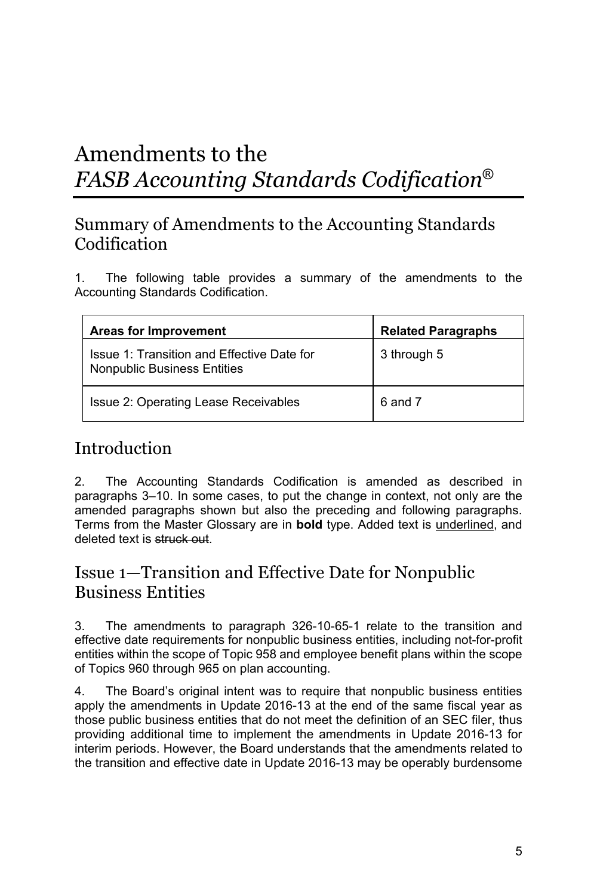# Amendments to the *FASB Accounting Standards Codification*®

## Summary of Amendments to the Accounting Standards Codification

1. The following table provides a summary of the amendments to the Accounting Standards Codification.

| Areas for Improvement | Related Paragraphs |
|---|---|
| Issue 1: Transition and Effective Date for Nonpublic Business Entities | 3 through 5 |
| Issue 2: Operating Lease Receivables | 6 and 7 |

## Introduction

2. The Accounting Standards Codification is amended as described in paragraphs 3–10. In some cases, to put the change in context, not only are the amended paragraphs shown but also the preceding and following paragraphs. Terms from the Master Glossary are in **bold** type. Added text is <u>underlined</u>, and deleted text is ~~struck out~~.

## Issue 1—Transition and Effective Date for Nonpublic Business Entities

3. The amendments to paragraph 326-10-65-1 relate to the transition and effective date requirements for nonpublic business entities, including not-for-profit entities within the scope of Topic 958 and employee benefit plans within the scope of Topics 960 through 965 on plan accounting.

4. The Board's original intent was to require that nonpublic business entities apply the amendments in Update 2016-13 at the end of the same fiscal year as those public business entities that do not meet the definition of an SEC filer, thus providing additional time to implement the amendments in Update 2016-13 for interim periods. However, the Board understands that the amendments related to the transition and effective date in Update 2016-13 may be operably burdensome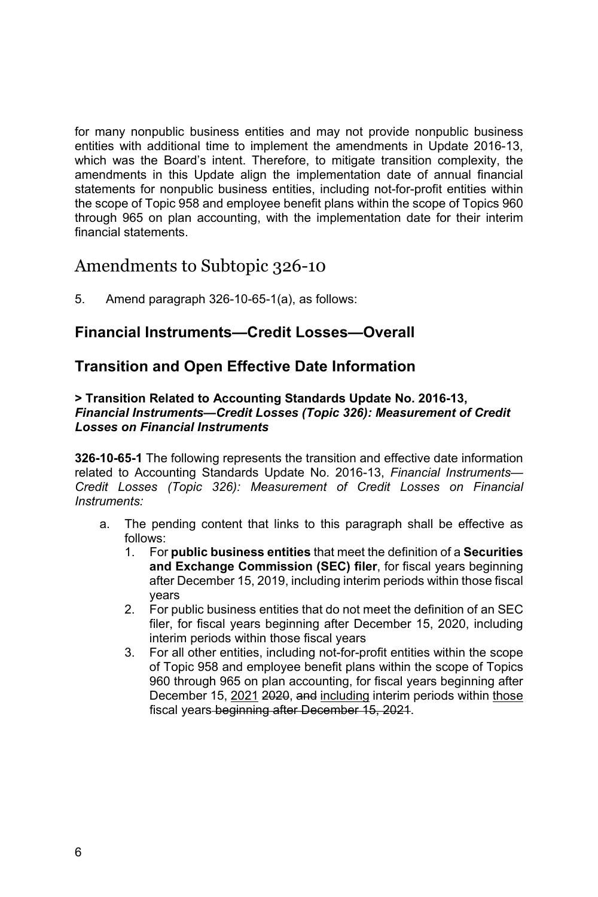for many nonpublic business entities and may not provide nonpublic business entities with additional time to implement the amendments in Update 2016-13, which was the Board's intent. Therefore, to mitigate transition complexity, the amendments in this Update align the implementation date of annual financial statements for nonpublic business entities, including not-for-profit entities within the scope of Topic 958 and employee benefit plans within the scope of Topics 960 through 965 on plan accounting, with the implementation date for their interim financial statements.

# Amendments to Subtopic 326-10

5. Amend paragraph 326-10-65-1(a), as follows:

## Financial Instruments—Credit Losses—Overall

## Transition and Open Effective Date Information

**> Transition Related to Accounting Standards Update No. 2016-13, *Financial Instruments—Credit Losses (Topic 326): Measurement of Credit Losses on Financial Instruments***

**326-10-65-1** The following represents the transition and effective date information related to Accounting Standards Update No. 2016-13, *Financial Instruments—Credit Losses (Topic 326): Measurement of Credit Losses on Financial Instruments:*

a. The pending content that links to this paragraph shall be effective as follows:
   1. For **public business entities** that meet the definition of a **Securities and Exchange Commission (SEC) filer**, for fiscal years beginning after December 15, 2019, including interim periods within those fiscal years
   2. For public business entities that do not meet the definition of an SEC filer, for fiscal years beginning after December 15, 2020, including interim periods within those fiscal years
   3. For all other entities, including not-for-profit entities within the scope of Topic 958 and employee benefit plans within the scope of Topics 960 through 965 on plan accounting, for fiscal years beginning after December 15, <u>2021</u> ~~2020~~, ~~and~~ <u>including</u> interim periods within <u>those</u> fiscal years ~~beginning after December 15, 2021~~.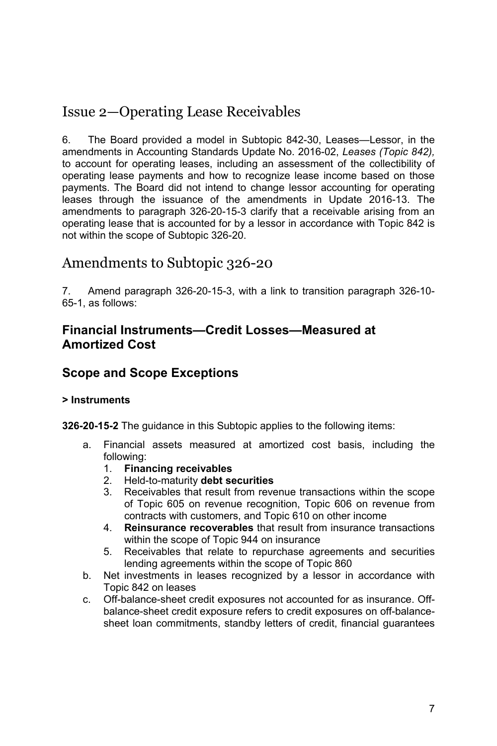## Issue 2—Operating Lease Receivables

6. The Board provided a model in Subtopic 842-30, Leases—Lessor, in the amendments in Accounting Standards Update No. 2016-02, *Leases (Topic 842),* to account for operating leases, including an assessment of the collectibility of operating lease payments and how to recognize lease income based on those payments. The Board did not intend to change lessor accounting for operating leases through the issuance of the amendments in Update 2016-13. The amendments to paragraph 326-20-15-3 clarify that a receivable arising from an operating lease that is accounted for by a lessor in accordance with Topic 842 is not within the scope of Subtopic 326-20.

## Amendments to Subtopic 326-20

7. Amend paragraph 326-20-15-3, with a link to transition paragraph 326-10-65-1, as follows:

### Financial Instruments—Credit Losses—Measured at Amortized Cost

### Scope and Scope Exceptions

#### > Instruments

**326-20-15-2** The guidance in this Subtopic applies to the following items:

a. Financial assets measured at amortized cost basis, including the following:
   1. **Financing receivables**
   2. Held-to-maturity **debt securities**
   3. Receivables that result from revenue transactions within the scope of Topic 605 on revenue recognition, Topic 606 on revenue from contracts with customers, and Topic 610 on other income
   4. **Reinsurance recoverables** that result from insurance transactions within the scope of Topic 944 on insurance
   5. Receivables that relate to repurchase agreements and securities lending agreements within the scope of Topic 860
b. Net investments in leases recognized by a lessor in accordance with Topic 842 on leases
c. Off-balance-sheet credit exposures not accounted for as insurance. Off-balance-sheet credit exposure refers to credit exposures on off-balance-sheet loan commitments, standby letters of credit, financial guarantees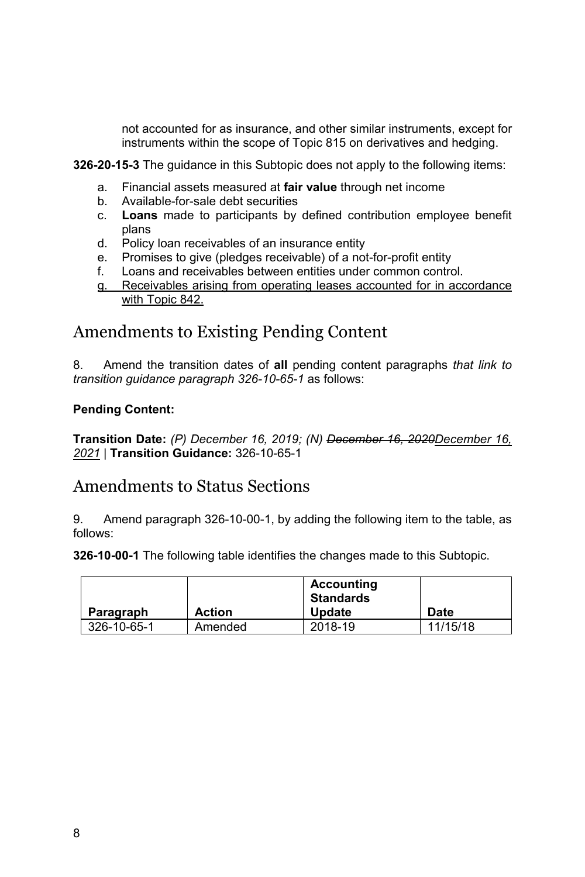not accounted for as insurance, and other similar instruments, except for instruments within the scope of Topic 815 on derivatives and hedging.

**326-20-15-3** The guidance in this Subtopic does not apply to the following items:

a. Financial assets measured at **fair value** through net income
b. Available-for-sale debt securities
c. **Loans** made to participants by defined contribution employee benefit plans
d. Policy loan receivables of an insurance entity
e. Promises to give (pledges receivable) of a not-for-profit entity
f. Loans and receivables between entities under common control.
<u>g. Receivables arising from operating leases accounted for in accordance with Topic 842.</u>

## Amendments to Existing Pending Content

8. Amend the transition dates of **all** pending content paragraphs *that link to transition guidance paragraph 326-10-65-1* as follows:

**Pending Content:**

**Transition Date:** *(P) December 16, 2019; (N) ~~December 16, 2020~~<u>December 16, 2021</u>* | **Transition Guidance:** 326-10-65-1

## Amendments to Status Sections

9. Amend paragraph 326-10-00-1, by adding the following item to the table, as follows:

**326-10-00-1** The following table identifies the changes made to this Subtopic.

| Paragraph | Action | Accounting Standards Update | Date |
|---|---|---|---|
| 326-10-65-1 | Amended | 2018-19 | 11/15/18 |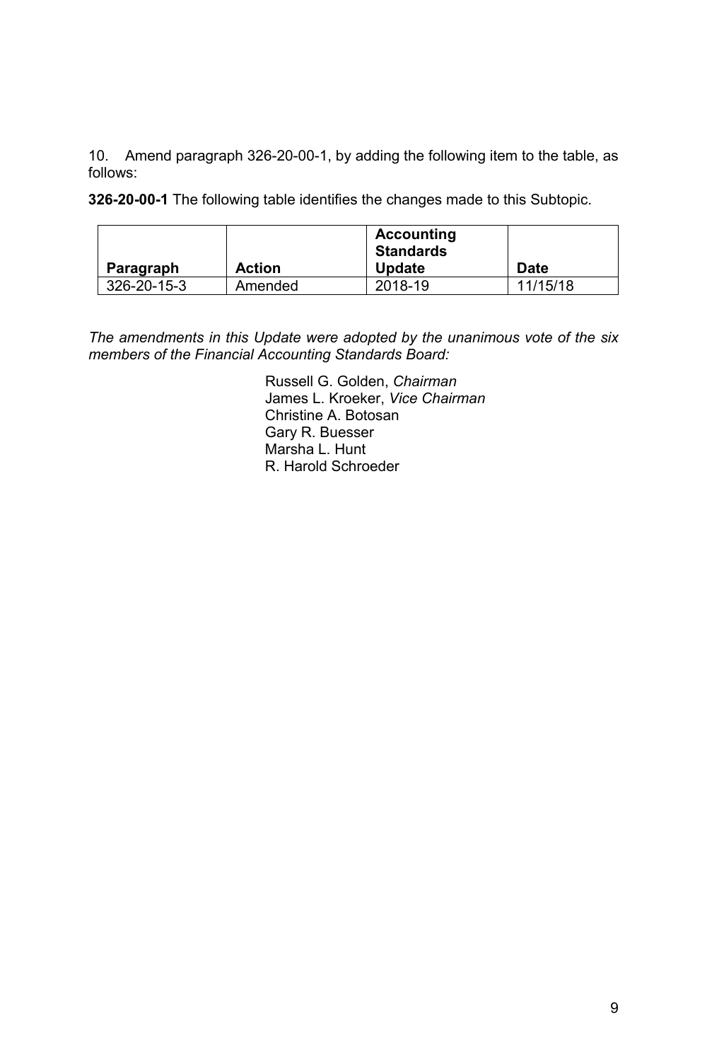10. Amend paragraph 326-20-00-1, by adding the following item to the table, as follows:

**326-20-00-1** The following table identifies the changes made to this Subtopic.

| Paragraph | Action | Accounting Standards Update | Date |
|---|---|---|---|
| 326-20-15-3 | Amended | 2018-19 | 11/15/18 |

*The amendments in this Update were adopted by the unanimous vote of the six members of the Financial Accounting Standards Board:*

Russell G. Golden, *Chairman*
James L. Kroeker, *Vice Chairman*
Christine A. Botosan
Gary R. Buesser
Marsha L. Hunt
R. Harold Schroeder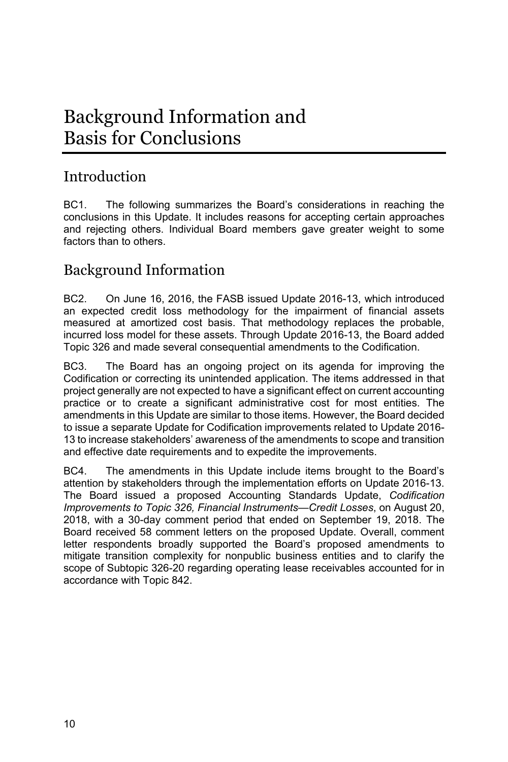# Background Information and Basis for Conclusions

## Introduction

BC1. The following summarizes the Board's considerations in reaching the conclusions in this Update. It includes reasons for accepting certain approaches and rejecting others. Individual Board members gave greater weight to some factors than to others.

## Background Information

BC2. On June 16, 2016, the FASB issued Update 2016-13, which introduced an expected credit loss methodology for the impairment of financial assets measured at amortized cost basis. That methodology replaces the probable, incurred loss model for these assets. Through Update 2016-13, the Board added Topic 326 and made several consequential amendments to the Codification.

BC3. The Board has an ongoing project on its agenda for improving the Codification or correcting its unintended application. The items addressed in that project generally are not expected to have a significant effect on current accounting practice or to create a significant administrative cost for most entities. The amendments in this Update are similar to those items. However, the Board decided to issue a separate Update for Codification improvements related to Update 2016-13 to increase stakeholders' awareness of the amendments to scope and transition and effective date requirements and to expedite the improvements.

BC4. The amendments in this Update include items brought to the Board's attention by stakeholders through the implementation efforts on Update 2016-13. The Board issued a proposed Accounting Standards Update, *Codification Improvements to Topic 326, Financial Instruments—Credit Losses*, on August 20, 2018, with a 30-day comment period that ended on September 19, 2018. The Board received 58 comment letters on the proposed Update. Overall, comment letter respondents broadly supported the Board's proposed amendments to mitigate transition complexity for nonpublic business entities and to clarify the scope of Subtopic 326-20 regarding operating lease receivables accounted for in accordance with Topic 842.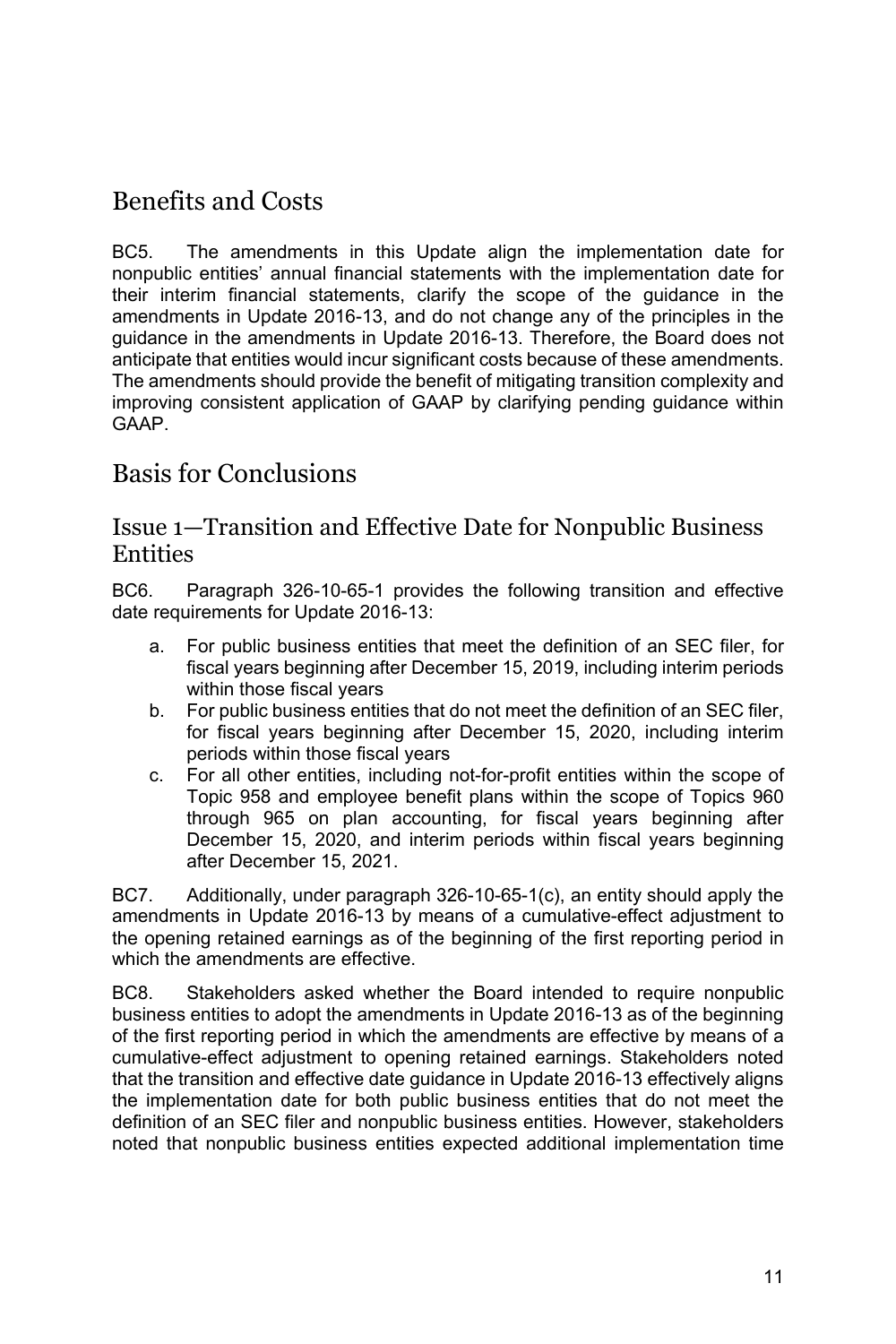## Benefits and Costs

BC5. The amendments in this Update align the implementation date for nonpublic entities' annual financial statements with the implementation date for their interim financial statements, clarify the scope of the guidance in the amendments in Update 2016-13, and do not change any of the principles in the guidance in the amendments in Update 2016-13. Therefore, the Board does not anticipate that entities would incur significant costs because of these amendments. The amendments should provide the benefit of mitigating transition complexity and improving consistent application of GAAP by clarifying pending guidance within GAAP.

## Basis for Conclusions

### Issue 1—Transition and Effective Date for Nonpublic Business Entities

BC6. Paragraph 326-10-65-1 provides the following transition and effective date requirements for Update 2016-13:

a. For public business entities that meet the definition of an SEC filer, for fiscal years beginning after December 15, 2019, including interim periods within those fiscal years
b. For public business entities that do not meet the definition of an SEC filer, for fiscal years beginning after December 15, 2020, including interim periods within those fiscal years
c. For all other entities, including not-for-profit entities within the scope of Topic 958 and employee benefit plans within the scope of Topics 960 through 965 on plan accounting, for fiscal years beginning after December 15, 2020, and interim periods within fiscal years beginning after December 15, 2021.

BC7. Additionally, under paragraph 326-10-65-1(c), an entity should apply the amendments in Update 2016-13 by means of a cumulative-effect adjustment to the opening retained earnings as of the beginning of the first reporting period in which the amendments are effective.

BC8. Stakeholders asked whether the Board intended to require nonpublic business entities to adopt the amendments in Update 2016-13 as of the beginning of the first reporting period in which the amendments are effective by means of a cumulative-effect adjustment to opening retained earnings. Stakeholders noted that the transition and effective date guidance in Update 2016-13 effectively aligns the implementation date for both public business entities that do not meet the definition of an SEC filer and nonpublic business entities. However, stakeholders noted that nonpublic business entities expected additional implementation time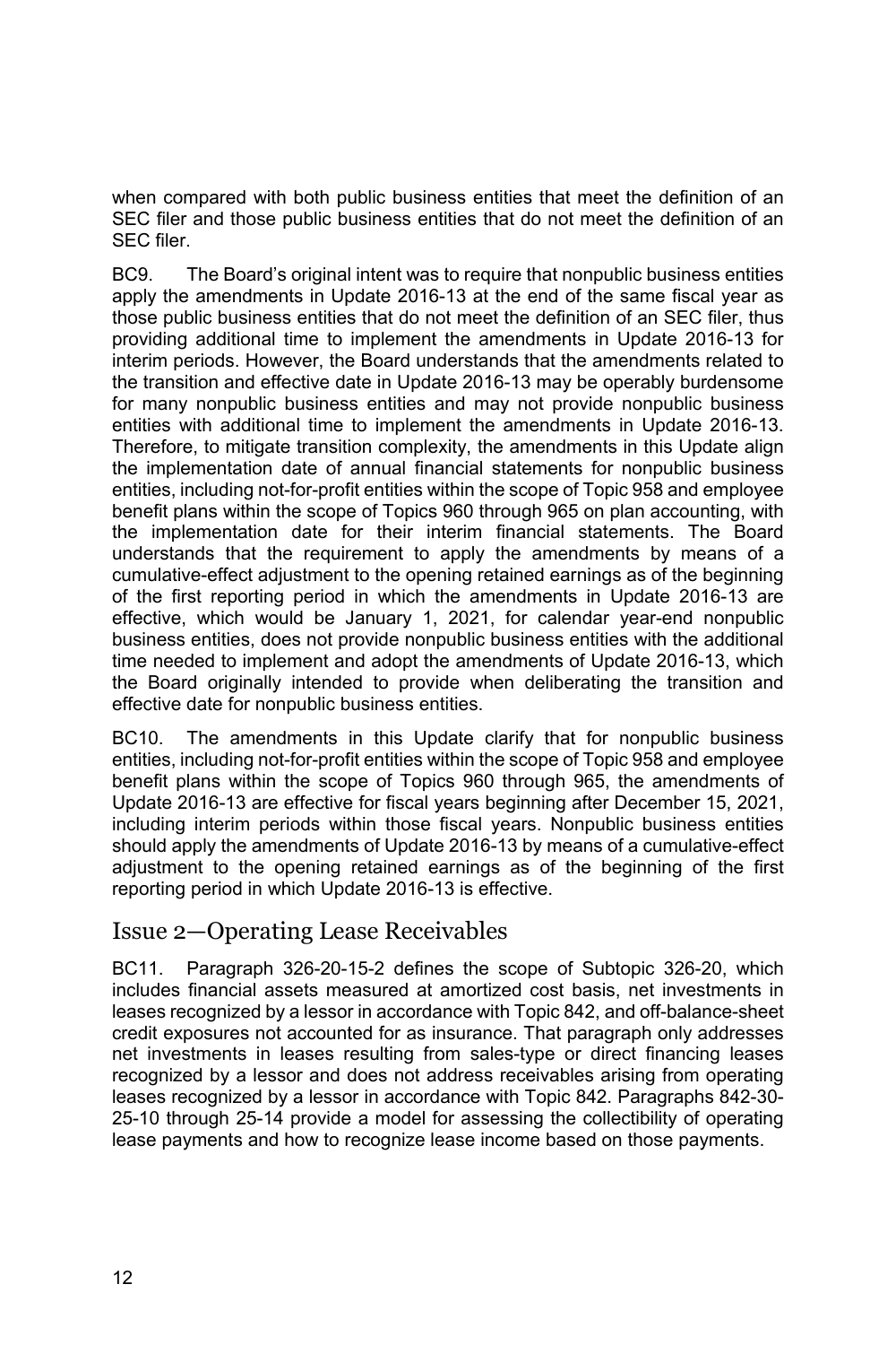when compared with both public business entities that meet the definition of an SEC filer and those public business entities that do not meet the definition of an SEC filer.

BC9. The Board's original intent was to require that nonpublic business entities apply the amendments in Update 2016-13 at the end of the same fiscal year as those public business entities that do not meet the definition of an SEC filer, thus providing additional time to implement the amendments in Update 2016-13 for interim periods. However, the Board understands that the amendments related to the transition and effective date in Update 2016-13 may be operably burdensome for many nonpublic business entities and may not provide nonpublic business entities with additional time to implement the amendments in Update 2016-13. Therefore, to mitigate transition complexity, the amendments in this Update align the implementation date of annual financial statements for nonpublic business entities, including not-for-profit entities within the scope of Topic 958 and employee benefit plans within the scope of Topics 960 through 965 on plan accounting, with the implementation date for their interim financial statements. The Board understands that the requirement to apply the amendments by means of a cumulative-effect adjustment to the opening retained earnings as of the beginning of the first reporting period in which the amendments in Update 2016-13 are effective, which would be January 1, 2021, for calendar year-end nonpublic business entities, does not provide nonpublic business entities with the additional time needed to implement and adopt the amendments of Update 2016-13, which the Board originally intended to provide when deliberating the transition and effective date for nonpublic business entities.

BC10. The amendments in this Update clarify that for nonpublic business entities, including not-for-profit entities within the scope of Topic 958 and employee benefit plans within the scope of Topics 960 through 965, the amendments of Update 2016-13 are effective for fiscal years beginning after December 15, 2021, including interim periods within those fiscal years. Nonpublic business entities should apply the amendments of Update 2016-13 by means of a cumulative-effect adjustment to the opening retained earnings as of the beginning of the first reporting period in which Update 2016-13 is effective.

## Issue 2—Operating Lease Receivables

BC11. Paragraph 326-20-15-2 defines the scope of Subtopic 326-20, which includes financial assets measured at amortized cost basis, net investments in leases recognized by a lessor in accordance with Topic 842, and off-balance-sheet credit exposures not accounted for as insurance. That paragraph only addresses net investments in leases resulting from sales-type or direct financing leases recognized by a lessor and does not address receivables arising from operating leases recognized by a lessor in accordance with Topic 842. Paragraphs 842-30-25-10 through 25-14 provide a model for assessing the collectibility of operating lease payments and how to recognize lease income based on those payments.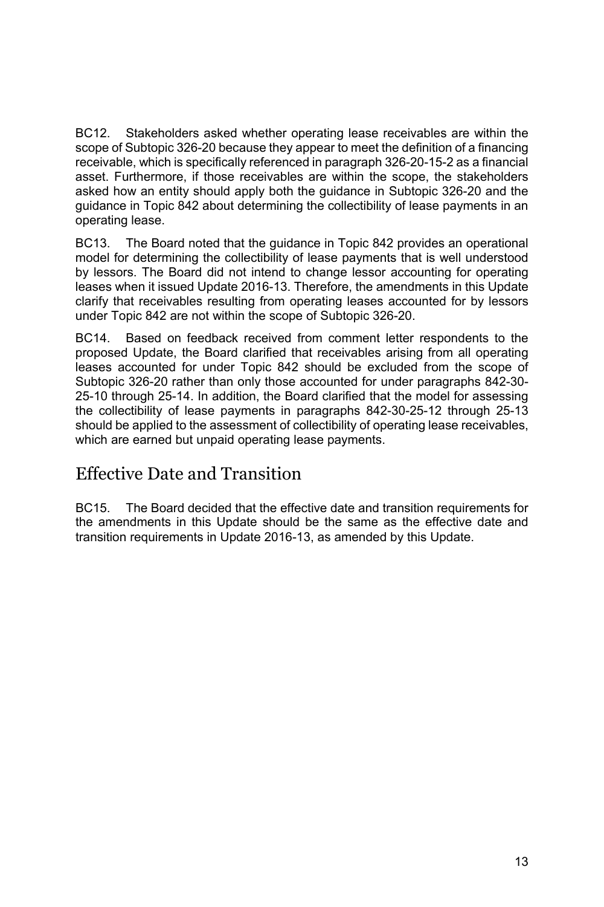BC12. Stakeholders asked whether operating lease receivables are within the scope of Subtopic 326-20 because they appear to meet the definition of a financing receivable, which is specifically referenced in paragraph 326-20-15-2 as a financial asset. Furthermore, if those receivables are within the scope, the stakeholders asked how an entity should apply both the guidance in Subtopic 326-20 and the guidance in Topic 842 about determining the collectibility of lease payments in an operating lease.

BC13. The Board noted that the guidance in Topic 842 provides an operational model for determining the collectibility of lease payments that is well understood by lessors. The Board did not intend to change lessor accounting for operating leases when it issued Update 2016-13. Therefore, the amendments in this Update clarify that receivables resulting from operating leases accounted for by lessors under Topic 842 are not within the scope of Subtopic 326-20.

BC14. Based on feedback received from comment letter respondents to the proposed Update, the Board clarified that receivables arising from all operating leases accounted for under Topic 842 should be excluded from the scope of Subtopic 326-20 rather than only those accounted for under paragraphs 842-30-25-10 through 25-14. In addition, the Board clarified that the model for assessing the collectibility of lease payments in paragraphs 842-30-25-12 through 25-13 should be applied to the assessment of collectibility of operating lease receivables, which are earned but unpaid operating lease payments.

## Effective Date and Transition

BC15. The Board decided that the effective date and transition requirements for the amendments in this Update should be the same as the effective date and transition requirements in Update 2016-13, as amended by this Update.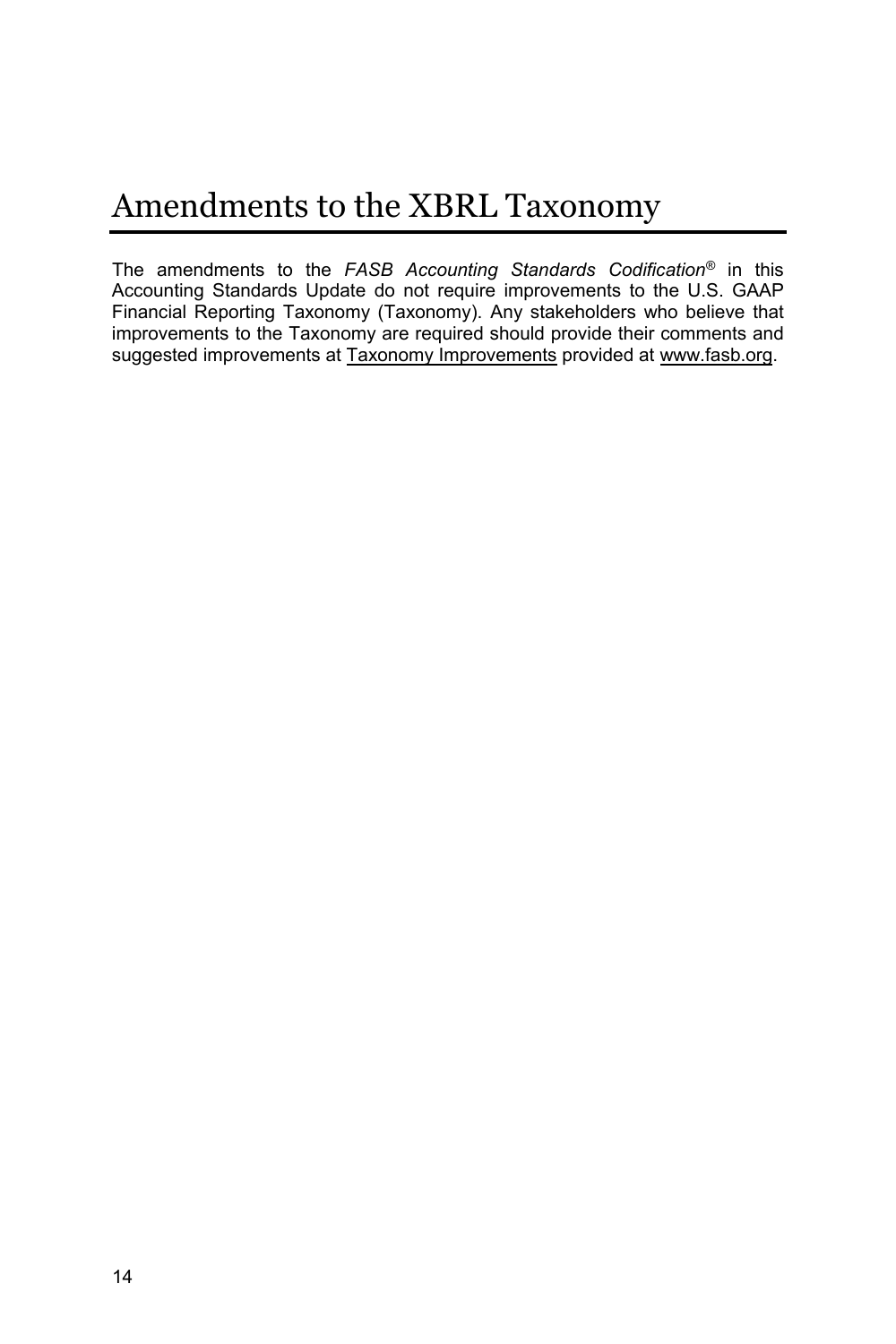# Amendments to the XBRL Taxonomy

The amendments to the *FASB Accounting Standards Codification*® in this Accounting Standards Update do not require improvements to the U.S. GAAP Financial Reporting Taxonomy (Taxonomy). Any stakeholders who believe that improvements to the Taxonomy are required should provide their comments and suggested improvements at Taxonomy Improvements provided at www.fasb.org.